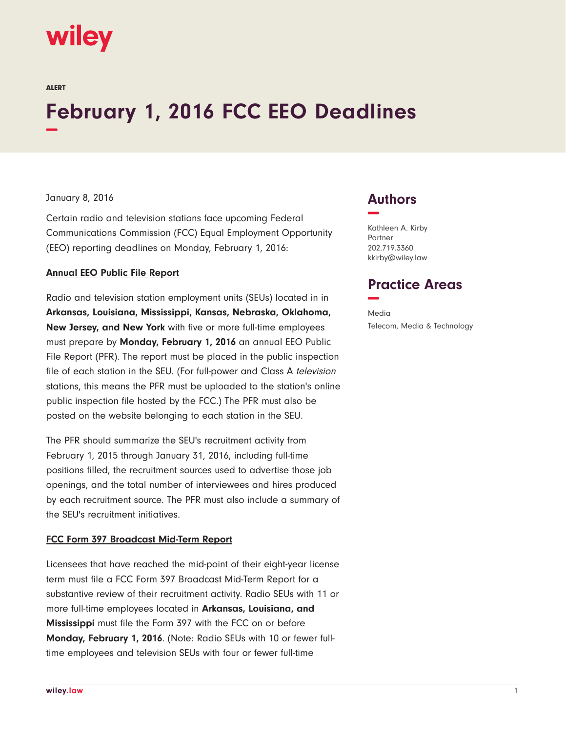wiley

ALERT

# February 1, 2016 FCC EEO Deadlines

January 8, 2016

Certain radio and television stations face upcoming Federal Communications Commission (FCC) Equal Employment Opportunity (EEO) reporting deadlines on Monday, February 1, 2016:

**Annual EEO Public File Report**

Radio and television station employment units (SEUs) located in in **Arkansas, Louisiana, Mississippi, Kansas, Nebraska, Oklahoma, New Jersey, and New York** with five or more full-time employees must prepare by **Monday, February 1, 2016** an annual EEO Public File Report (PFR). The report must be placed in the public inspection file of each station in the SEU. (For full-power and Class A *television* stations, this means the PFR must be uploaded to the station's online public inspection file hosted by the FCC.) The PFR must also be posted on the website belonging to each station in the SEU.

The PFR should summarize the SEU's recruitment activity from February 1, 2015 through January 31, 2016, including full-time positions filled, the recruitment sources used to advertise those job openings, and the total number of interviewees and hires produced by each recruitment source. The PFR must also include a summary of the SEU's recruitment initiatives.

**FCC Form 397 Broadcast Mid-Term Report**

Licensees that have reached the mid-point of their eight-year license term must file a FCC Form 397 Broadcast Mid-Term Report for a substantive review of their recruitment activity. Radio SEUs with 11 or more full-time employees located in **Arkansas, Louisiana, and Mississippi** must file the Form 397 with the FCC on or before **Monday, February 1, 2016**. (Note: Radio SEUs with 10 or fewer full-time employees and television SEUs with four or fewer full-time

## Authors

Kathleen A. Kirby
Partner
202.719.3360
kkirby@wiley.law

## Practice Areas

Media
Telecom, Media & Technology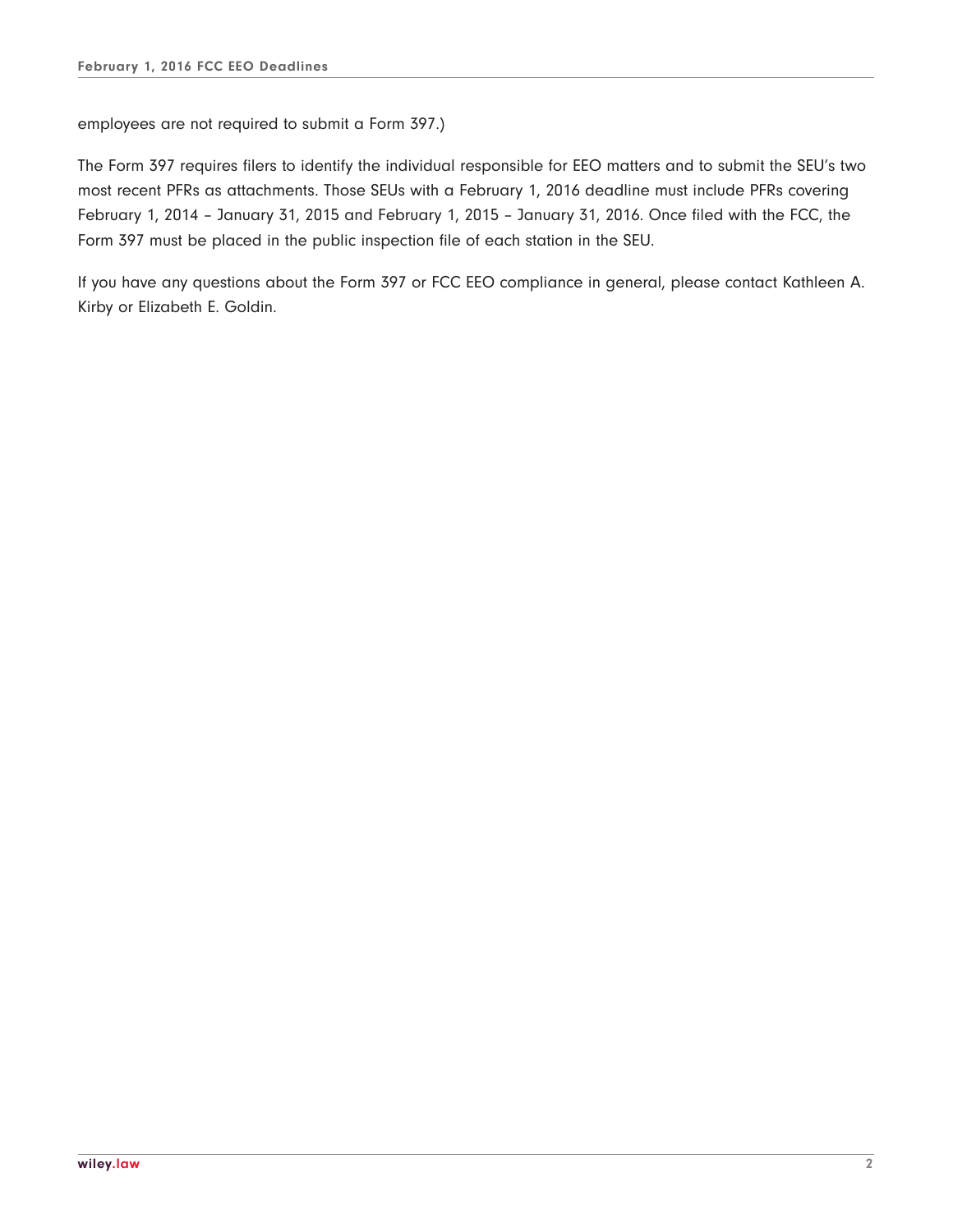employees are not required to submit a Form 397.)

The Form 397 requires filers to identify the individual responsible for EEO matters and to submit the SEU's two most recent PFRs as attachments. Those SEUs with a February 1, 2016 deadline must include PFRs covering February 1, 2014 – January 31, 2015 and February 1, 2015 – January 31, 2016. Once filed with the FCC, the Form 397 must be placed in the public inspection file of each station in the SEU.

If you have any questions about the Form 397 or FCC EEO compliance in general, please contact Kathleen A. Kirby or Elizabeth E. Goldin.